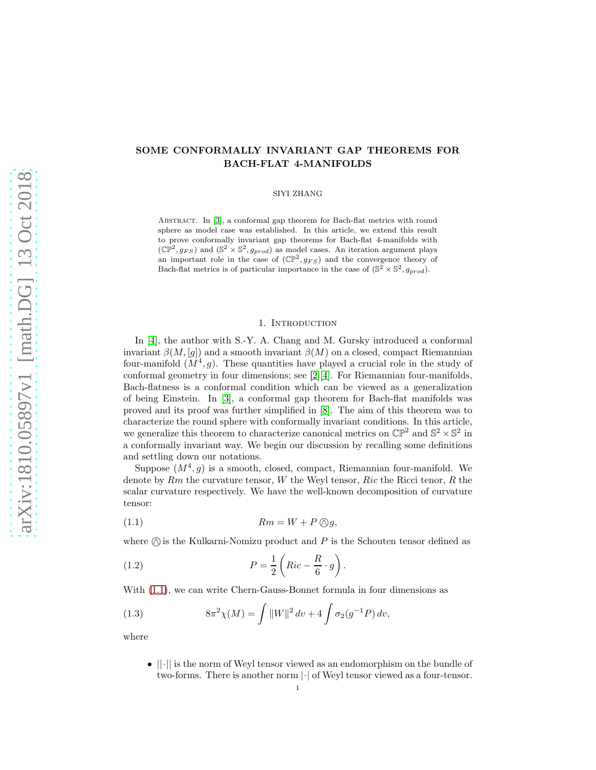# SOME CONFORMALLY INVARIANT GAP THEOREMS FOR BACH-FLAT 4-MANIFOLDS

SIYI ZHANG

Abstract. In [3], a conformal gap theorem for Bach-flat metrics with round sphere as model case was established. In this article, we extend this result to prove conformally invariant gap theorems for Bach-flat 4-manifolds with $(\mathbb{CP}^2, g_{FS})$ and $(\mathbb{S}^2 \times \mathbb{S}^2, g_{prod})$ as model cases. An iteration argument plays an important role in the case of $(\mathbb{CP}^2, g_{FS})$ and the convergence theory of Bach-flat metrics is of particular importance in the case of $(\mathbb{S}^2 \times \mathbb{S}^2, g_{prod})$.

## 1. Introduction

In [4], the author with S.-Y. A. Chang and M. Gursky introduced a conformal invariant $\beta(M, [g])$ and a smooth invariant $\beta(M)$ on a closed, compact Riemannian four-manifold $(M^4, g)$. These quantities have played a crucial role in the study of conformal geometry in four dimensions; see [2][4]. For Riemannian four-manifolds, Bach-flatness is a conformal condition which can be viewed as a generalization of being Einstein. In [3], a conformal gap theorem for Bach-flat manifolds was proved and its proof was further simplified in [8]. The aim of this theorem was to characterize the round sphere with conformally invariant conditions. In this article, we generalize this theorem to characterize canonical metrics on $\mathbb{CP}^2$ and $\mathbb{S}^2 \times \mathbb{S}^2$ in a conformally invariant way. We begin our discussion by recalling some definitions and settling down our notations.

Suppose $(M^4, g)$ is a smooth, closed, compact, Riemannian four-manifold. We denote by $Rm$ the curvature tensor, $W$ the Weyl tensor, $Ric$ the Ricci tenor, $R$ the scalar curvature respectively. We have the well-known decomposition of curvature tensor:

$$Rm = W + P \owedge g, \tag{1.1}$$

where $\owedge$ is the Kulkarni-Nomizu product and $P$ is the Schouten tensor defined as

$$P = \frac{1}{2}\left( Ric - \frac{R}{6} \cdot g \right). \tag{1.2}$$

With (1.1), we can write Chern-Gauss-Bonnet formula in four dimensions as

$$8\pi^2 \chi(M) = \int \|W\|^2 \, dv + 4 \int \sigma_2(g^{-1}P) \, dv, \tag{1.3}$$

where

- $\|\cdot\|$ is the norm of Weyl tensor viewed as an endomorphism on the bundle of two-forms. There is another norm $|\cdot|$ of Weyl tensor viewed as a four-tensor.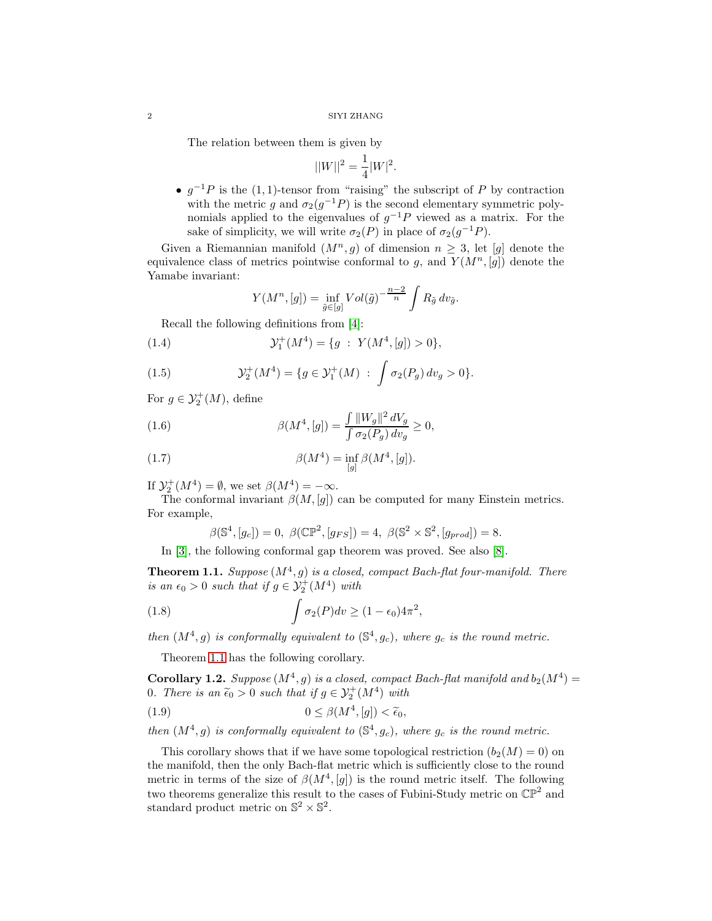The relation between them is given by

$$||W||^2 = \frac{1}{4}|W|^2.$$

- $g^{-1}P$ is the $(1,1)$-tensor from "raising" the subscript of $P$ by contraction with the metric $g$ and $\sigma_2(g^{-1}P)$ is the second elementary symmetric polynomials applied to the eigenvalues of $g^{-1}P$ viewed as a matrix. For the sake of simplicity, we will write $\sigma_2(P)$ in place of $\sigma_2(g^{-1}P)$.

Given a Riemannian manifold $(M^n, g)$ of dimension $n \geq 3$, let $[g]$ denote the equivalence class of metrics pointwise conformal to $g$, and $Y(M^n, [g])$ denote the Yamabe invariant:

$$Y(M^n, [g]) = \inf_{\tilde{g} \in [g]} Vol(\tilde{g})^{-\frac{n-2}{n}} \int R_{\tilde{g}} \, dv_{\tilde{g}}.$$

Recall the following definitions from [4]:

$$\mathcal{Y}_1^+(M^4) = \{g \ : \ Y(M^4, [g]) > 0\}, \tag{1.4}$$

$$\mathcal{Y}_2^+(M^4) = \{g \in \mathcal{Y}_1^+(M) \ : \ \int \sigma_2(P_g) \, dv_g > 0\}. \tag{1.5}$$

For $g \in \mathcal{Y}_2^+(M)$, define

$$\beta(M^4, [g]) = \frac{\int \|W_g\|^2 \, dV_g}{\int \sigma_2(P_g) \, dv_g} \geq 0, \tag{1.6}$$

$$\beta(M^4) = \inf_{[g]} \beta(M^4, [g]). \tag{1.7}$$

If $\mathcal{Y}_2^+(M^4) = \emptyset$, we set $\beta(M^4) = -\infty$.

The conformal invariant $\beta(M, [g])$ can be computed for many Einstein metrics. For example,

$$\beta(\mathbb{S}^4, [g_c]) = 0, \ \beta(\mathbb{CP}^2, [g_{FS}]) = 4, \ \beta(\mathbb{S}^2 \times \mathbb{S}^2, [g_{prod}]) = 8.$$

In [3], the following conformal gap theorem was proved. See also [8].

**Theorem 1.1.** *Suppose $(M^4, g)$ is a closed, compact Bach-flat four-manifold. There is an $\epsilon_0 > 0$ such that if $g \in \mathcal{Y}_2^+(M^4)$ with*

$$\int \sigma_2(P) dv \geq (1 - \epsilon_0) 4\pi^2, \tag{1.8}$$

*then $(M^4, g)$ is conformally equivalent to $(\mathbb{S}^4, g_c)$, where $g_c$ is the round metric.*

Theorem 1.1 has the following corollary.

**Corollary 1.2.** *Suppose $(M^4, g)$ is a closed, compact Bach-flat manifold and $b_2(M^4) = 0$. There is an $\widetilde{\epsilon}_0 > 0$ such that if $g \in \mathcal{Y}_2^+(M^4)$ with*

$$0 \leq \beta(M^4, [g]) < \widetilde{\epsilon}_0, \tag{1.9}$$

*then $(M^4, g)$ is conformally equivalent to $(\mathbb{S}^4, g_c)$, where $g_c$ is the round metric.*

This corollary shows that if we have some topological restriction ($b_2(M) = 0$) on the manifold, then the only Bach-flat metric which is sufficiently close to the round metric in terms of the size of $\beta(M^4, [g])$ is the round metric itself. The following two theorems generalize this result to the cases of Fubini-Study metric on $\mathbb{CP}^2$ and standard product metric on $\mathbb{S}^2 \times \mathbb{S}^2$.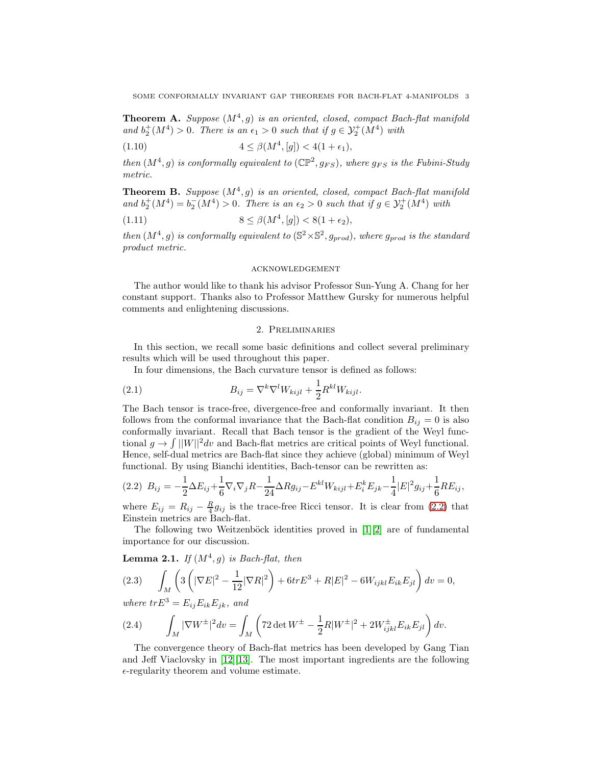**Theorem A.** *Suppose $(M^4, g)$ is an oriented, closed, compact Bach-flat manifold and $b_2^+(M^4) > 0$. There is an $\epsilon_1 > 0$ such that if $g \in \mathcal{Y}_2^+(M^4)$ with*

$$4 \leq \beta(M^4, [g]) < 4(1 + \epsilon_1), \tag{1.10}$$

*then $(M^4, g)$ is conformally equivalent to $(\mathbb{CP}^2, g_{FS})$, where $g_{FS}$ is the Fubini-Study metric.*

**Theorem B.** *Suppose $(M^4, g)$ is an oriented, closed, compact Bach-flat manifold and $b_2^+(M^4) = b_2^-(M^4) > 0$. There is an $\epsilon_2 > 0$ such that if $g \in \mathcal{Y}_2^+(M^4)$ with*

$$8 \leq \beta(M^4, [g]) < 8(1 + \epsilon_2), \tag{1.11}$$

*then $(M^4, g)$ is conformally equivalent to $(\mathbb{S}^2 \times \mathbb{S}^2, g_{prod})$, where $g_{prod}$ is the standard product metric.*

## Acknowledgement

The author would like to thank his advisor Professor Sun-Yung A. Chang for her constant support. Thanks also to Professor Matthew Gursky for numerous helpful comments and enlightening discussions.

## 2. Preliminaries

In this section, we recall some basic definitions and collect several preliminary results which will be used throughout this paper.

In four dimensions, the Bach curvature tensor is defined as follows:

$$B_{ij} = \nabla^k \nabla^l W_{kijl} + \frac{1}{2} R^{kl} W_{kijl}. \tag{2.1}$$

The Bach tensor is trace-free, divergence-free and conformally invariant. It then follows from the conformal invariance that the Bach-flat condition $B_{ij} = 0$ is also conformally invariant. Recall that Bach tensor is the gradient of the Weyl functional $g \to \int ||W||^2 dv$ and Bach-flat metrics are critical points of Weyl functional. Hence, self-dual metrics are Bach-flat since they achieve (global) minimum of Weyl functional. By using Bianchi identities, Bach-tensor can be rewritten as:

$$B_{ij} = -\frac{1}{2}\Delta E_{ij} + \frac{1}{6}\nabla_i \nabla_j R - \frac{1}{24}\Delta R g_{ij} - E^{kl} W_{kijl} + E_i^k E_{jk} - \frac{1}{4}|E|^2 g_{ij} + \frac{1}{6} R E_{ij}, \tag{2.2}$$

where $E_{ij} = R_{ij} - \frac{R}{4} g_{ij}$ is the trace-free Ricci tensor. It is clear from (2.2) that Einstein metrics are Bach-flat.

The following two Weitzenböck identities proved in [1][2] are of fundamental importance for our discussion.

**Lemma 2.1.** *If $(M^4, g)$ is Bach-flat, then*

$$\int_M \left( 3\left( |\nabla E|^2 - \frac{1}{12}|\nabla R|^2 \right) + 6 tr E^3 + R|E|^2 - 6 W_{ijkl} E_{ik} E_{jl} \right) dv = 0, \tag{2.3}$$

*where $trE^3 = E_{ij} E_{ik} E_{jk}$, and*

$$\int_M |\nabla W^{\pm}|^2 dv = \int_M \left( 72 \det W^{\pm} - \frac{1}{2} R |W^{\pm}|^2 + 2 W^{\pm}_{ijkl} E_{ik} E_{jl} \right) dv. \tag{2.4}$$

The convergence theory of Bach-flat metrics has been developed by Gang Tian and Jeff Viaclovsky in [12][13]. The most important ingredients are the following $\epsilon$-regularity theorem and volume estimate.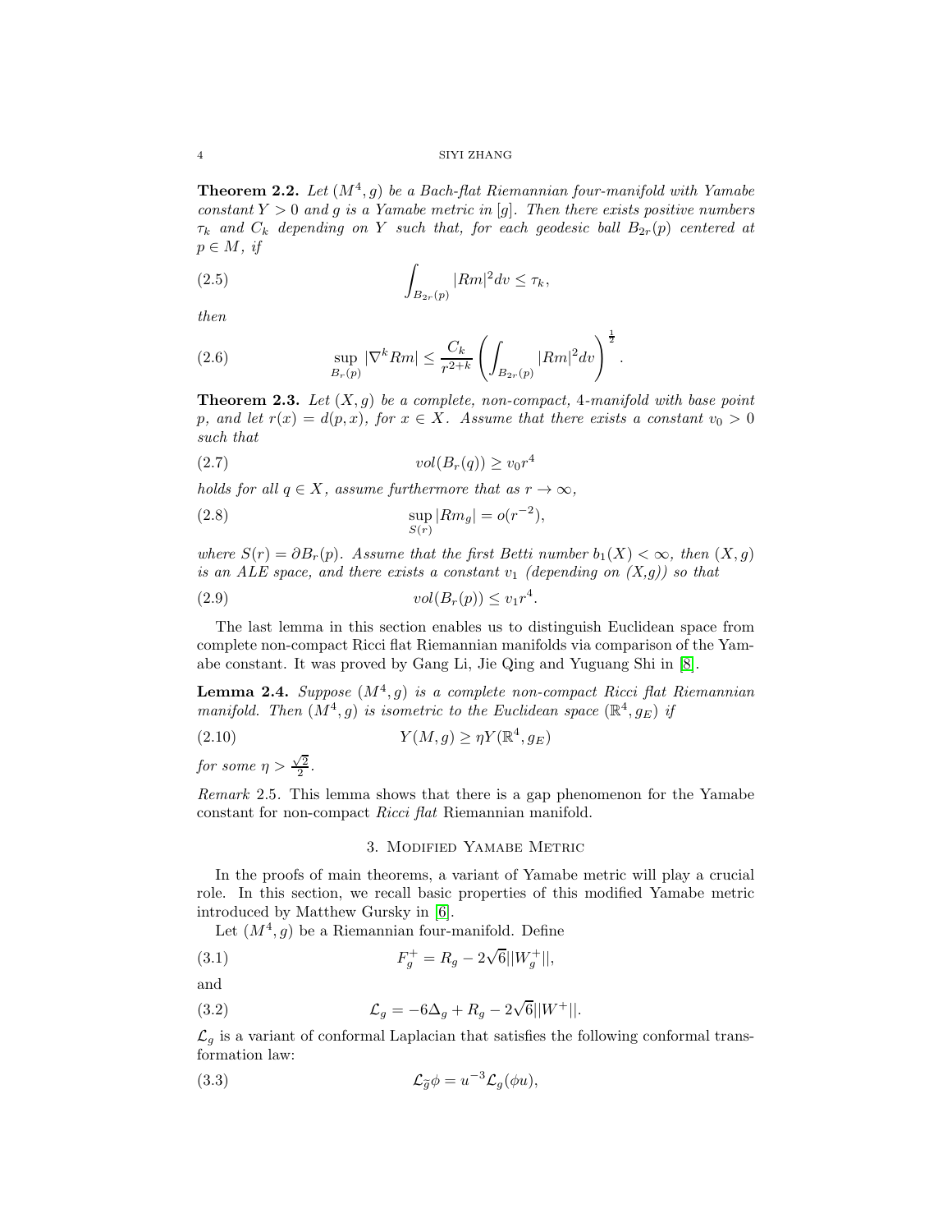**Theorem 2.2.** *Let $(M^4, g)$ be a Bach-flat Riemannian four-manifold with Yamabe constant $Y > 0$ and $g$ is a Yamabe metric in $[g]$. Then there exists positive numbers $\tau_k$ and $C_k$ depending on $Y$ such that, for each geodesic ball $B_{2r}(p)$ centered at $p \in M$, if*

$$\int_{B_{2r}(p)} |Rm|^2 dv \leq \tau_k, \tag{2.5}$$

*then*

$$\sup_{B_r(p)} |\nabla^k Rm| \leq \frac{C_k}{r^{2+k}} \left( \int_{B_{2r}(p)} |Rm|^2 dv \right)^{\frac{1}{2}}. \tag{2.6}$$

**Theorem 2.3.** *Let $(X, g)$ be a complete, non-compact, 4-manifold with base point $p$, and let $r(x) = d(p, x)$, for $x \in X$. Assume that there exists a constant $v_0 > 0$ such that*

$$vol(B_r(q)) \geq v_0 r^4 \tag{2.7}$$

*holds for all $q \in X$, assume furthermore that as $r \to \infty$,*

$$\sup_{S(r)} |Rm_g| = o(r^{-2}), \tag{2.8}$$

*where $S(r) = \partial B_r(p)$. Assume that the first Betti number $b_1(X) < \infty$, then $(X, g)$ is an ALE space, and there exists a constant $v_1$ (depending on $(X,g)$) so that*

$$vol(B_r(p)) \leq v_1 r^4. \tag{2.9}$$

The last lemma in this section enables us to distinguish Euclidean space from complete non-compact Ricci flat Riemannian manifolds via comparison of the Yamabe constant. It was proved by Gang Li, Jie Qing and Yuguang Shi in [8].

**Lemma 2.4.** *Suppose $(M^4, g)$ is a complete non-compact Ricci flat Riemannian manifold. Then $(M^4, g)$ is isometric to the Euclidean space $(\mathbb{R}^4, g_E)$ if*

$$Y(M, g) \geq \eta Y(\mathbb{R}^4, g_E) \tag{2.10}$$

*for some $\eta > \frac{\sqrt{2}}{2}$.*

*Remark* 2.5. This lemma shows that there is a gap phenomenon for the Yamabe constant for non-compact *Ricci flat* Riemannian manifold.

## 3. Modified Yamabe Metric

In the proofs of main theorems, a variant of Yamabe metric will play a crucial role. In this section, we recall basic properties of this modified Yamabe metric introduced by Matthew Gursky in [6].

Let $(M^4, g)$ be a Riemannian four-manifold. Define

$$F_g^+ = R_g - 2\sqrt{6}||W_g^+||, \tag{3.1}$$

and

$$\mathcal{L}_g = -6\Delta_g + R_g - 2\sqrt{6}||W^+||. \tag{3.2}$$

$\mathcal{L}_g$ is a variant of conformal Laplacian that satisfies the following conformal transformation law:

$$\mathcal{L}_{\tilde{g}} \phi = u^{-3} \mathcal{L}_g(\phi u), \tag{3.3}$$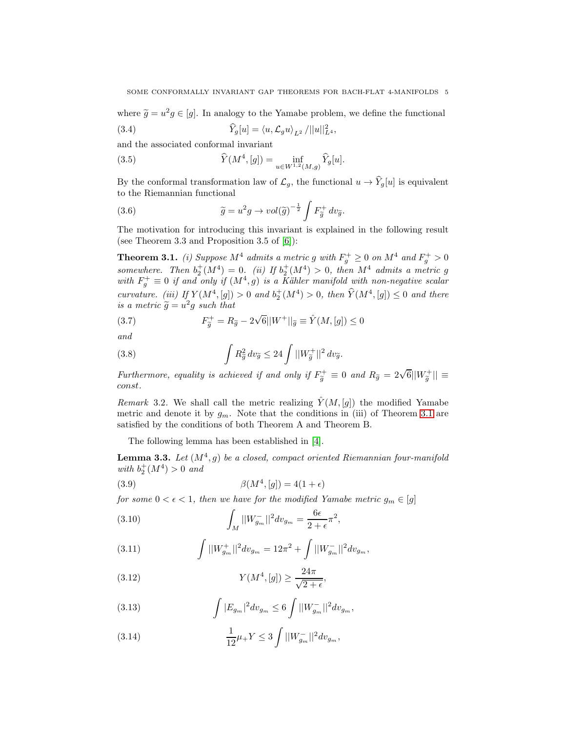where $\widetilde{g} = u^2 g \in [g]$. In analogy to the Yamabe problem, we define the functional

$$\widehat{Y}_g[u] = \langle u, \mathcal{L}_g u \rangle_{L^2} / ||u||^2_{L^4}, \tag{3.4}$$

and the associated conformal invariant

$$\widehat{Y}(M^4, [g]) = \inf_{u \in W^{1,2}(M,g)} \widehat{Y}_g[u]. \tag{3.5}$$

By the conformal transformation law of $\mathcal{L}_g$, the functional $u \to \widehat{Y}_g[u]$ is equivalent to the Riemannian functional

$$\widetilde{g} = u^2 g \to vol(\widetilde{g})^{-\frac{1}{2}} \int F^+_{\widetilde{g}} \, dv_{\widetilde{g}}. \tag{3.6}$$

The motivation for introducing this invariant is explained in the following result (see Theorem 3.3 and Proposition 3.5 of [6]):

**Theorem 3.1.** *(i) Suppose $M^4$ admits a metric $g$ with $F^+_g \geq 0$ on $M^4$ and $F^+_g > 0$ somewhere. Then $b^+_2(M^4) = 0$. (ii) If $b^+_2(M^4) > 0$, then $M^4$ admits a metric $g$ with $F^+_g \equiv 0$ if and only if $(M^4, g)$ is a Kähler manifold with non-negative scalar curvature. (iii) If $Y(M^4, [g]) > 0$ and $b^+_2(M^4) > 0$, then $\widehat{Y}(M^4, [g]) \leq 0$ and there is a metric $\widetilde{g} = u^2 g$ such that*

$$F^+_{\widetilde{g}} = R_{\widetilde{g}} - 2\sqrt{6}||W^+||_{\widetilde{g}} \equiv \hat{Y}(M, [g]) \leq 0 \tag{3.7}$$

*and*

$$\int R^2_{\widetilde{g}} \, dv_{\widetilde{g}} \leq 24 \int ||W^+_{\widetilde{g}}||^2 \, dv_{\widetilde{g}}. \tag{3.8}$$

*Furthermore, equality is achieved if and only if $F^+_{\widetilde{g}} \equiv 0$ and $R_{\widetilde{g}} = 2\sqrt{6}||W^+_{\widetilde{g}}|| \equiv const.$*

*Remark* 3.2. We shall call the metric realizing $\hat{Y}(M, [g])$ the modified Yamabe metric and denote it by $g_m$. Note that the conditions in (iii) of Theorem 3.1 are satisfied by the conditions of both Theorem A and Theorem B.

The following lemma has been established in [4].

**Lemma 3.3.** *Let $(M^4, g)$ be a closed, compact oriented Riemannian four-manifold with $b^+_2(M^4) > 0$ and*

$$\beta(M^4, [g]) = 4(1 + \epsilon) \tag{3.9}$$

*for some $0 < \epsilon < 1$, then we have for the modified Yamabe metric $g_m \in [g]$*

$$\int_M ||W^-_{g_m}||^2 dv_{g_m} = \frac{6\epsilon}{2 + \epsilon}\pi^2, \tag{3.10}$$

$$\int ||W^+_{g_m}||^2 dv_{g_m} = 12\pi^2 + \int ||W^-_{g_m}||^2 dv_{g_m}, \tag{3.11}$$

$$Y(M^4, [g]) \geq \frac{24\pi}{\sqrt{2 + \epsilon}}, \tag{3.12}$$

$$\int |E_{g_m}|^2 dv_{g_m} \leq 6 \int ||W^-_{g_m}||^2 dv_{g_m}, \tag{3.13}$$

$$\frac{1}{12}\mu_+ Y \leq 3 \int ||W^-_{g_m}||^2 dv_{g_m}, \tag{3.14}$$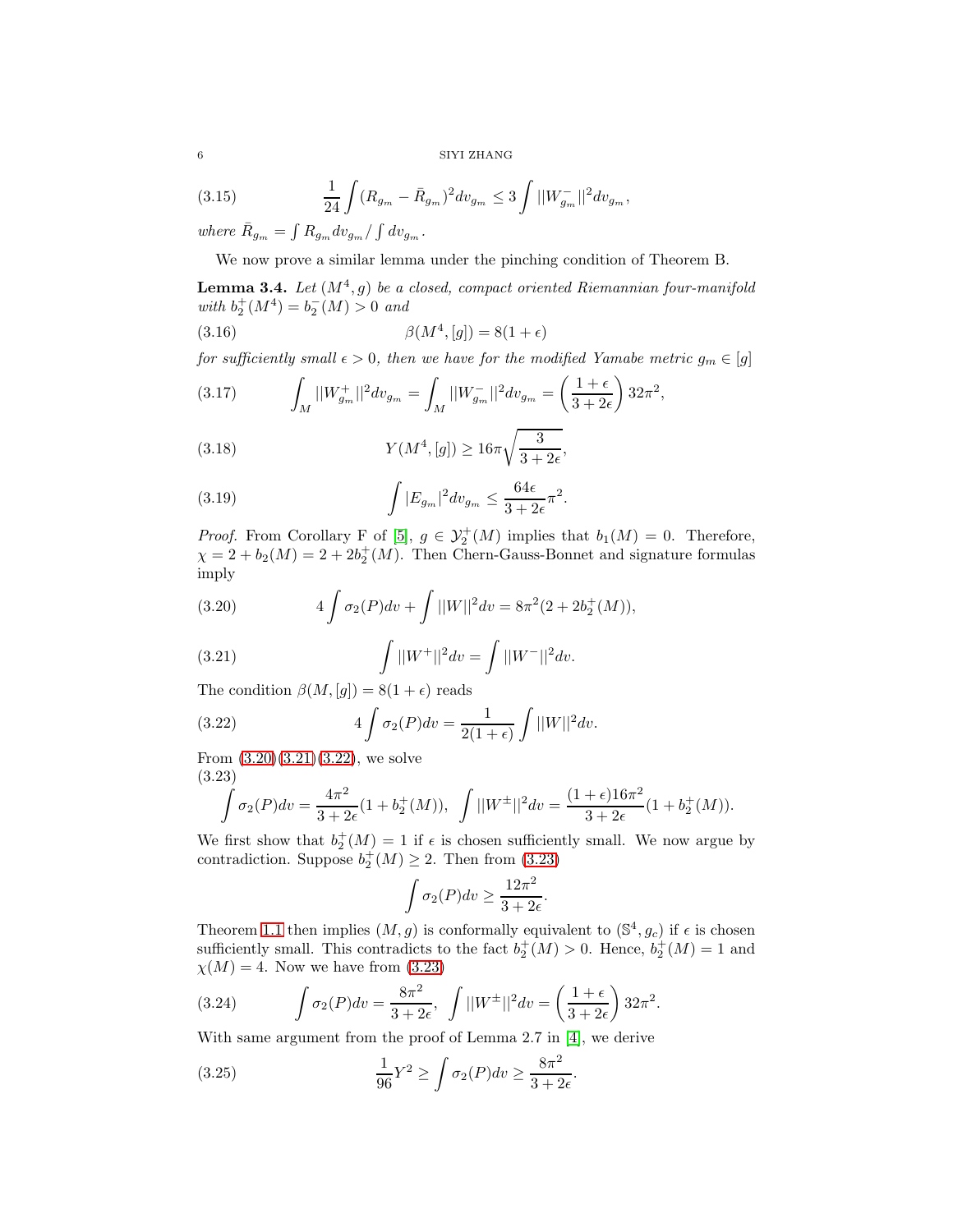$$\frac{1}{24}\int (R_{g_m} - \bar{R}_{g_m})^2 dv_{g_m} \leq 3\int ||W^-_{g_m}||^2 dv_{g_m}, \tag{3.15}$$

*where* $\bar{R}_{g_m} = \int R_{g_m} dv_{g_m} / \int dv_{g_m}$.

We now prove a similar lemma under the pinching condition of Theorem B.

**Lemma 3.4.** *Let* $(M^4, g)$ *be a closed, compact oriented Riemannian four-manifold with* $b_2^+(M^4) = b_2^-(M) > 0$ *and*

$$\beta(M^4, [g]) = 8(1+\epsilon) \tag{3.16}$$

*for sufficiently small* $\epsilon > 0$*, then we have for the modified Yamabe metric* $g_m \in [g]$

$$\int_M ||W^+_{g_m}||^2 dv_{g_m} = \int_M ||W^-_{g_m}||^2 dv_{g_m} = \left(\frac{1+\epsilon}{3+2\epsilon}\right) 32\pi^2, \tag{3.17}$$

$$Y(M^4, [g]) \geq 16\pi\sqrt{\frac{3}{3+2\epsilon}}, \tag{3.18}$$

$$\int |E_{g_m}|^2 dv_{g_m} \leq \frac{64\epsilon}{3+2\epsilon}\pi^2. \tag{3.19}$$

*Proof.* From Corollary F of [5], $g \in \mathcal{Y}_2^+(M)$ implies that $b_1(M) = 0$. Therefore, $\chi = 2 + b_2(M) = 2 + 2b_2^+(M)$. Then Chern-Gauss-Bonnet and signature formulas imply

$$4\int \sigma_2(P) dv + \int ||W||^2 dv = 8\pi^2(2 + 2b_2^+(M)), \tag{3.20}$$

$$\int ||W^+||^2 dv = \int ||W^-||^2 dv. \tag{3.21}$$

The condition $\beta(M, [g]) = 8(1+\epsilon)$ reads

$$4\int \sigma_2(P) dv = \frac{1}{2(1+\epsilon)} \int ||W||^2 dv. \tag{3.22}$$

From (3.20)(3.21)(3.22), we solve

$$\int \sigma_2(P) dv = \frac{4\pi^2}{3+2\epsilon}(1 + b_2^+(M)), \quad \int ||W^{\pm}||^2 dv = \frac{(1+\epsilon)16\pi^2}{3+2\epsilon}(1 + b_2^+(M)). \tag{3.23}$$

We first show that $b_2^+(M) = 1$ if $\epsilon$ is chosen sufficiently small. We now argue by contradiction. Suppose $b_2^+(M) \geq 2$. Then from (3.23)

$$\int \sigma_2(P) dv \geq \frac{12\pi^2}{3+2\epsilon}.$$

Theorem 1.1 then implies $(M, g)$ is conformally equivalent to $(\mathbb{S}^4, g_c)$ if $\epsilon$ is chosen sufficiently small. This contradicts to the fact $b_2^+(M) > 0$. Hence, $b_2^+(M) = 1$ and $\chi(M) = 4$. Now we have from (3.23)

$$\int \sigma_2(P) dv = \frac{8\pi^2}{3+2\epsilon}, \quad \int ||W^{\pm}||^2 dv = \left(\frac{1+\epsilon}{3+2\epsilon}\right) 32\pi^2. \tag{3.24}$$

With same argument from the proof of Lemma 2.7 in [4], we derive

$$\frac{1}{96} Y^2 \geq \int \sigma_2(P) dv \geq \frac{8\pi^2}{3+2\epsilon}. \tag{3.25}$$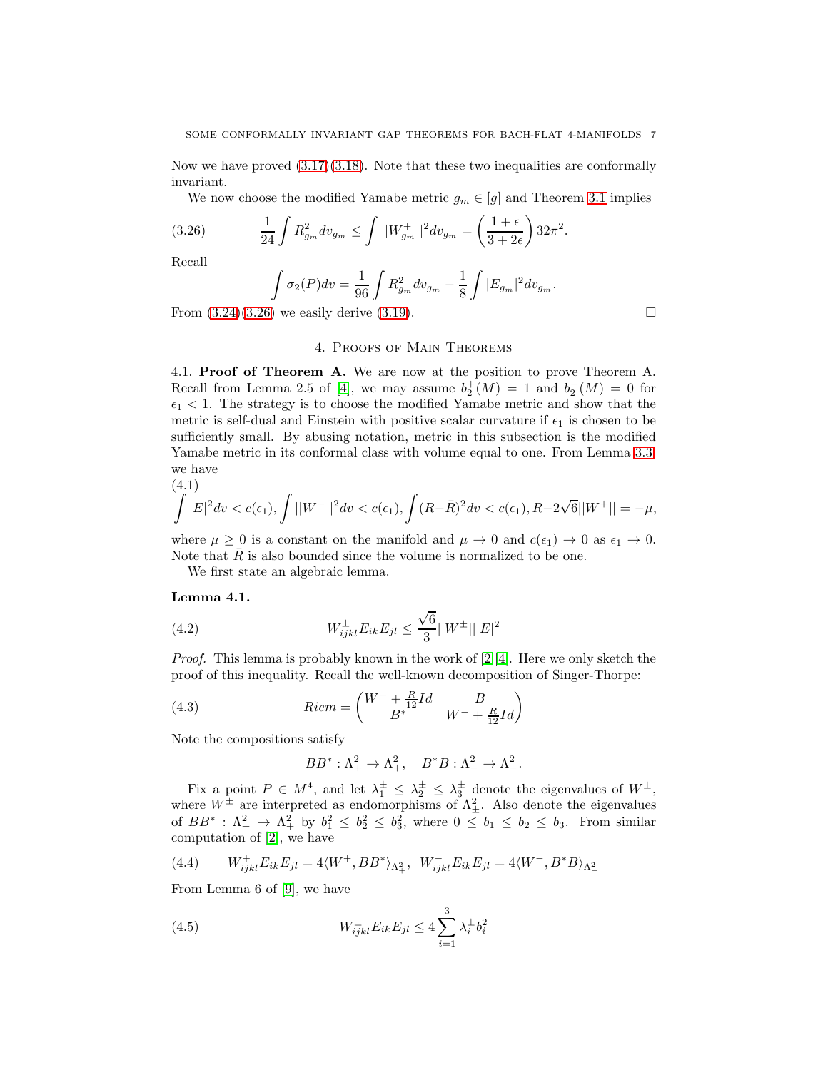Now we have proved (3.17)(3.18). Note that these two inequalities are conformally invariant.

We now choose the modified Yamabe metric $g_m \in [g]$ and Theorem 3.1 implies

$$\frac{1}{24}\int R_{g_m}^2 dv_{g_m} \leq \int ||W_{g_m}^+||^2 dv_{g_m} = \left(\frac{1+\epsilon}{3+2\epsilon}\right) 32\pi^2. \tag{3.26}$$

Recall

$$\int \sigma_2(P) dv = \frac{1}{96}\int R_{g_m}^2 dv_{g_m} - \frac{1}{8}\int |E_{g_m}|^2 dv_{g_m}.$$

From (3.24)(3.26) we easily derive (3.19). $\square$

## 4. Proofs of Main Theorems

4.1. **Proof of Theorem A.** We are now at the position to prove Theorem A. Recall from Lemma 2.5 of [4], we may assume $b_2^+(M) = 1$ and $b_2^-(M) = 0$ for $\epsilon_1 < 1$. The strategy is to choose the modified Yamabe metric and show that the metric is self-dual and Einstein with positive scalar curvature if $\epsilon_1$ is chosen to be sufficiently small. By abusing notation, metric in this subsection is the modified Yamabe metric in its conformal class with volume equal to one. From Lemma 3.3, we have

$$\int |E|^2 dv < c(\epsilon_1), \int ||W^-||^2 dv < c(\epsilon_1), \int (R-\bar{R})^2 dv < c(\epsilon_1), R - 2\sqrt{6}||W^+|| = -\mu, \tag{4.1}$$

where $\mu \geq 0$ is a constant on the manifold and $\mu \to 0$ and $c(\epsilon_1) \to 0$ as $\epsilon_1 \to 0$. Note that $\bar{R}$ is also bounded since the volume is normalized to be one.

We first state an algebraic lemma.

**Lemma 4.1.**

$$W_{ijkl}^{\pm} E_{ik} E_{jl} \leq \frac{\sqrt{6}}{3}||W^{\pm}|||E|^2 \tag{4.2}$$

*Proof.* This lemma is probably known in the work of [2][4]. Here we only sketch the proof of this inequality. Recall the well-known decomposition of Singer-Thorpe:

$$Riem = \begin{pmatrix} W^+ + \frac{R}{12}Id & B \\ B^* & W^- + \frac{R}{12}Id \end{pmatrix} \tag{4.3}$$

Note the compositions satisfy

$$BB^* : \Lambda_+^2 \to \Lambda_+^2, \quad B^*B : \Lambda_-^2 \to \Lambda_-^2.$$

Fix a point $P \in M^4$, and let $\lambda_1^{\pm} \leq \lambda_2^{\pm} \leq \lambda_3^{\pm}$ denote the eigenvalues of $W^{\pm}$, where $W^{\pm}$ are interpreted as endomorphisms of $\Lambda_{\pm}^2$. Also denote the eigenvalues of $BB^* : \Lambda_+^2 \to \Lambda_+^2$ by $b_1^2 \leq b_2^2 \leq b_3^2$, where $0 \leq b_1 \leq b_2 \leq b_3$. From similar computation of [2], we have

$$W_{ijkl}^+ E_{ik} E_{jl} = 4\langle W^+, BB^*\rangle_{\Lambda_+^2}, \quad W_{ijkl}^- E_{ik} E_{jl} = 4\langle W^-, B^*B\rangle_{\Lambda_-^2} \tag{4.4}$$

From Lemma 6 of [9], we have

$$W_{ijkl}^{\pm} E_{ik} E_{jl} \leq 4\sum_{i=1}^{3} \lambda_i^{\pm} b_i^2 \tag{4.5}$$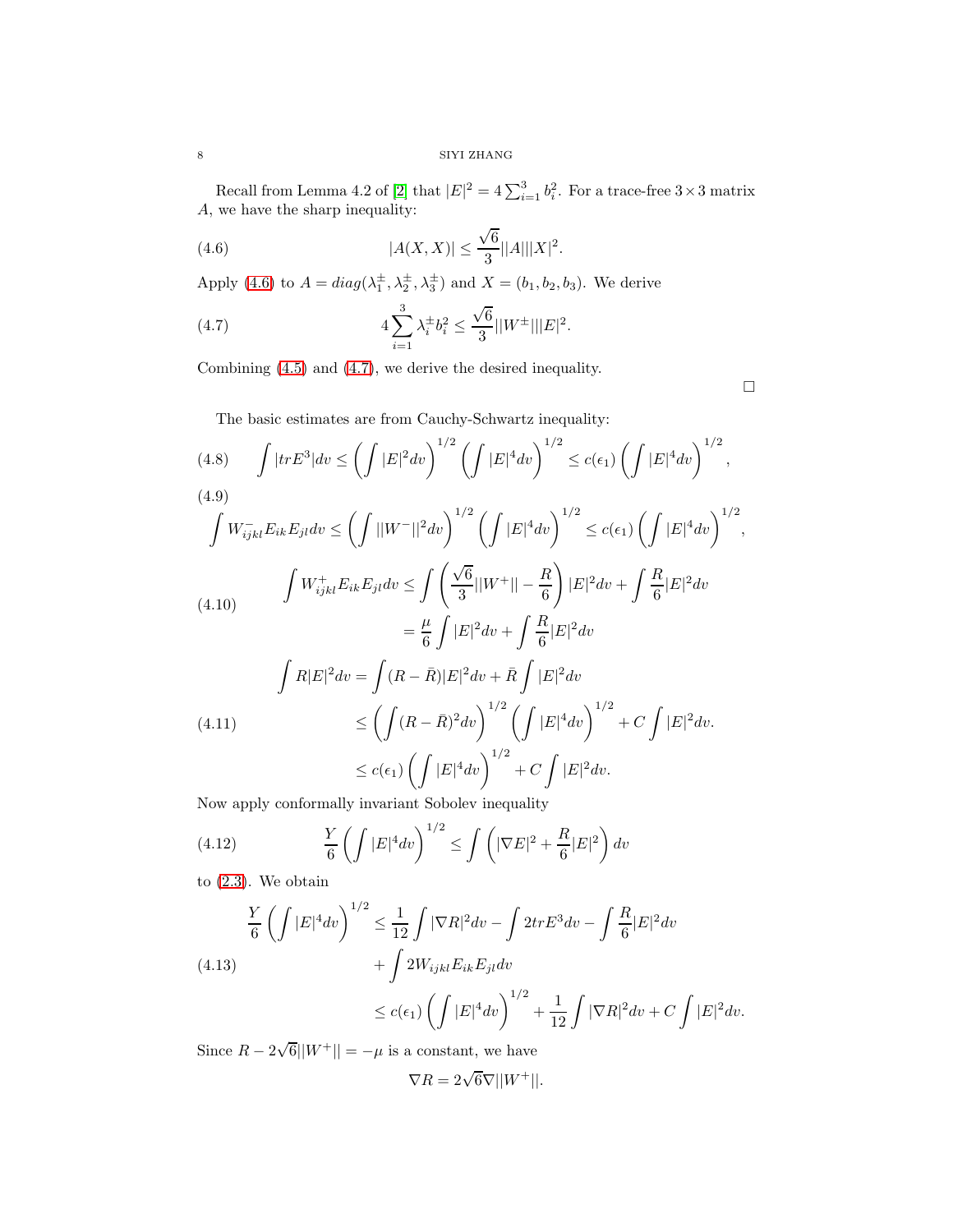Recall from Lemma 4.2 of [2] that $|E|^2 = 4\sum_{i=1}^{3} b_i^2$. For a trace-free $3\times 3$ matrix $A$, we have the sharp inequality:

$$|A(X,X)| \leq \frac{\sqrt{6}}{3}||A|||X|^2. \tag{4.6}$$

Apply (4.6) to $A = diag(\lambda_1^{\pm}, \lambda_2^{\pm}, \lambda_3^{\pm})$ and $X = (b_1, b_2, b_3)$. We derive

$$4\sum_{i=1}^{3} \lambda_i^{\pm} b_i^2 \leq \frac{\sqrt{6}}{3}||W^{\pm}|||E|^2. \tag{4.7}$$

Combining (4.5) and (4.7), we derive the desired inequality.

□

The basic estimates are from Cauchy-Schwartz inequality:

$$\int |trE^3| dv \leq \left(\int |E|^2 dv\right)^{1/2}\left(\int |E|^4 dv\right)^{1/2} \leq c(\epsilon_1)\left(\int |E|^4 dv\right)^{1/2}, \tag{4.8}$$

$$\int W^-_{ijkl}E_{ik}E_{jl} dv \leq \left(\int ||W^-||^2 dv\right)^{1/2}\left(\int |E|^4 dv\right)^{1/2} \leq c(\epsilon_1)\left(\int |E|^4 dv\right)^{1/2}, \tag{4.9}$$

$$\begin{aligned}\int W^+_{ijkl}E_{ik}E_{jl} dv &\leq \int \left(\frac{\sqrt{6}}{3}||W^+|| - \frac{R}{6}\right)|E|^2 dv + \int \frac{R}{6}|E|^2 dv \\ &= \frac{\mu}{6}\int |E|^2 dv + \int \frac{R}{6}|E|^2 dv\end{aligned} \tag{4.10}$$

$$\begin{aligned}\int R|E|^2 dv &= \int (R - \bar{R})|E|^2 dv + \bar{R}\int |E|^2 dv \\ &\leq \left(\int (R-\bar{R})^2 dv\right)^{1/2}\left(\int |E|^4 dv\right)^{1/2} + C\int |E|^2 dv. \\ &\leq c(\epsilon_1)\left(\int |E|^4 dv\right)^{1/2} + C\int |E|^2 dv.\end{aligned} \tag{4.11}$$

Now apply conformally invariant Sobolev inequality

$$\frac{Y}{6}\left(\int |E|^4 dv\right)^{1/2} \leq \int \left(|\nabla E|^2 + \frac{R}{6}|E|^2\right) dv \tag{4.12}$$

to (2.3). We obtain

$$\begin{aligned}\frac{Y}{6}\left(\int |E|^4 dv\right)^{1/2} &\leq \frac{1}{12}\int |\nabla R|^2 dv - \int 2trE^3 dv - \int \frac{R}{6}|E|^2 dv \\ &\quad + \int 2W_{ijkl}E_{ik}E_{jl} dv \\ &\leq c(\epsilon_1)\left(\int |E|^4 dv\right)^{1/2} + \frac{1}{12}\int |\nabla R|^2 dv + C\int |E|^2 dv.\end{aligned} \tag{4.13}$$

Since $R - 2\sqrt{6}||W^+|| = -\mu$ is a constant, we have

$$\nabla R = 2\sqrt{6}\nabla ||W^+||.$$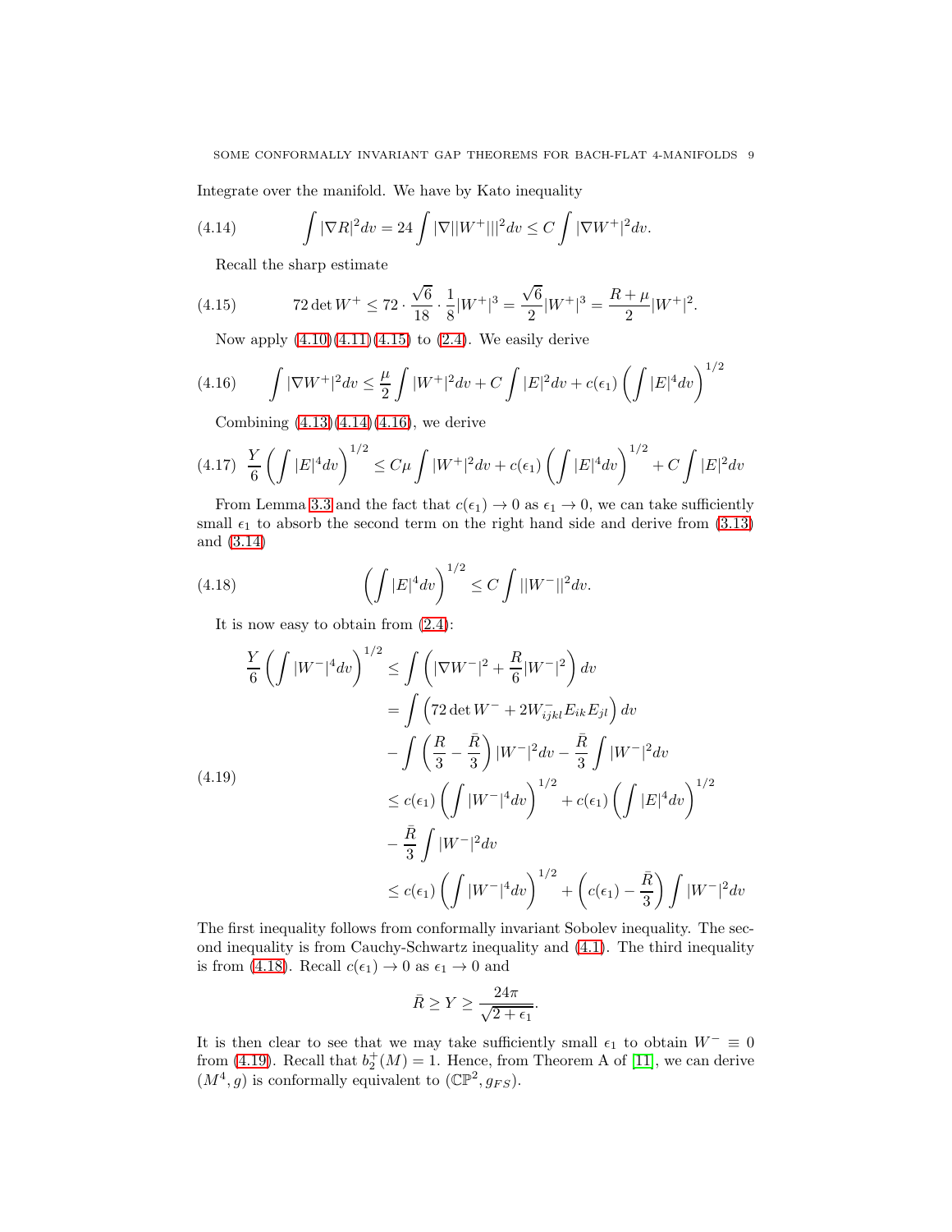Integrate over the manifold. We have by Kato inequality

$$\int |\nabla R|^2 dv = 24 \int |\nabla ||W^+|||^2 dv \leq C \int |\nabla W^+|^2 dv. \tag{4.14}$$

Recall the sharp estimate

$$72 \det W^+ \leq 72 \cdot \frac{\sqrt{6}}{18} \cdot \frac{1}{8} |W^+|^3 = \frac{\sqrt{6}}{2} |W^+|^3 = \frac{R+\mu}{2} |W^+|^2. \tag{4.15}$$

Now apply (4.10)(4.11)(4.15) to (2.4). We easily derive

$$\int |\nabla W^+|^2 dv \leq \frac{\mu}{2} \int |W^+|^2 dv + C \int |E|^2 dv + c(\epsilon_1) \left( \int |E|^4 dv \right)^{1/2} \tag{4.16}$$

Combining (4.13)(4.14)(4.16), we derive

$$\frac{Y}{6} \left( \int |E|^4 dv \right)^{1/2} \leq C\mu \int |W^+|^2 dv + c(\epsilon_1) \left( \int |E|^4 dv \right)^{1/2} + C \int |E|^2 dv \tag{4.17}$$

From Lemma 3.3 and the fact that $c(\epsilon_1) \to 0$ as $\epsilon_1 \to 0$, we can take sufficiently small $\epsilon_1$ to absorb the second term on the right hand side and derive from (3.13) and (3.14)

$$\left( \int |E|^4 dv \right)^{1/2} \leq C \int ||W^-||^2 dv. \tag{4.18}$$

It is now easy to obtain from (2.4):

$$\begin{aligned}
\frac{Y}{6} \left( \int |W^-|^4 dv \right)^{1/2} &\leq \int \left( |\nabla W^-|^2 + \frac{R}{6} |W^-|^2 \right) dv \\
&= \int \left( 72 \det W^- + 2 W^-_{ijkl} E_{ik} E_{jl} \right) dv \\
&\quad - \int \left( \frac{R}{3} - \frac{\bar{R}}{3} \right) |W^-|^2 dv - \frac{\bar{R}}{3} \int |W^-|^2 dv \\
&\leq c(\epsilon_1) \left( \int |W^-|^4 dv \right)^{1/2} + c(\epsilon_1) \left( \int |E|^4 dv \right)^{1/2} \\
&\quad - \frac{\bar{R}}{3} \int |W^-|^2 dv \\
&\leq c(\epsilon_1) \left( \int |W^-|^4 dv \right)^{1/2} + \left( c(\epsilon_1) - \frac{\bar{R}}{3} \right) \int |W^-|^2 dv
\end{aligned} \tag{4.19}$$

The first inequality follows from conformally invariant Sobolev inequality. The second inequality is from Cauchy-Schwartz inequality and (4.1). The third inequality is from (4.18). Recall $c(\epsilon_1) \to 0$ as $\epsilon_1 \to 0$ and

$$\bar{R} \geq Y \geq \frac{24\pi}{\sqrt{2+\epsilon_1}}.$$

It is then clear to see that we may take sufficiently small $\epsilon_1$ to obtain $W^- \equiv 0$ from (4.19). Recall that $b_2^+(M) = 1$. Hence, from Theorem A of [11], we can derive $(M^4, g)$ is conformally equivalent to $(\mathbb{CP}^2, g_{FS})$.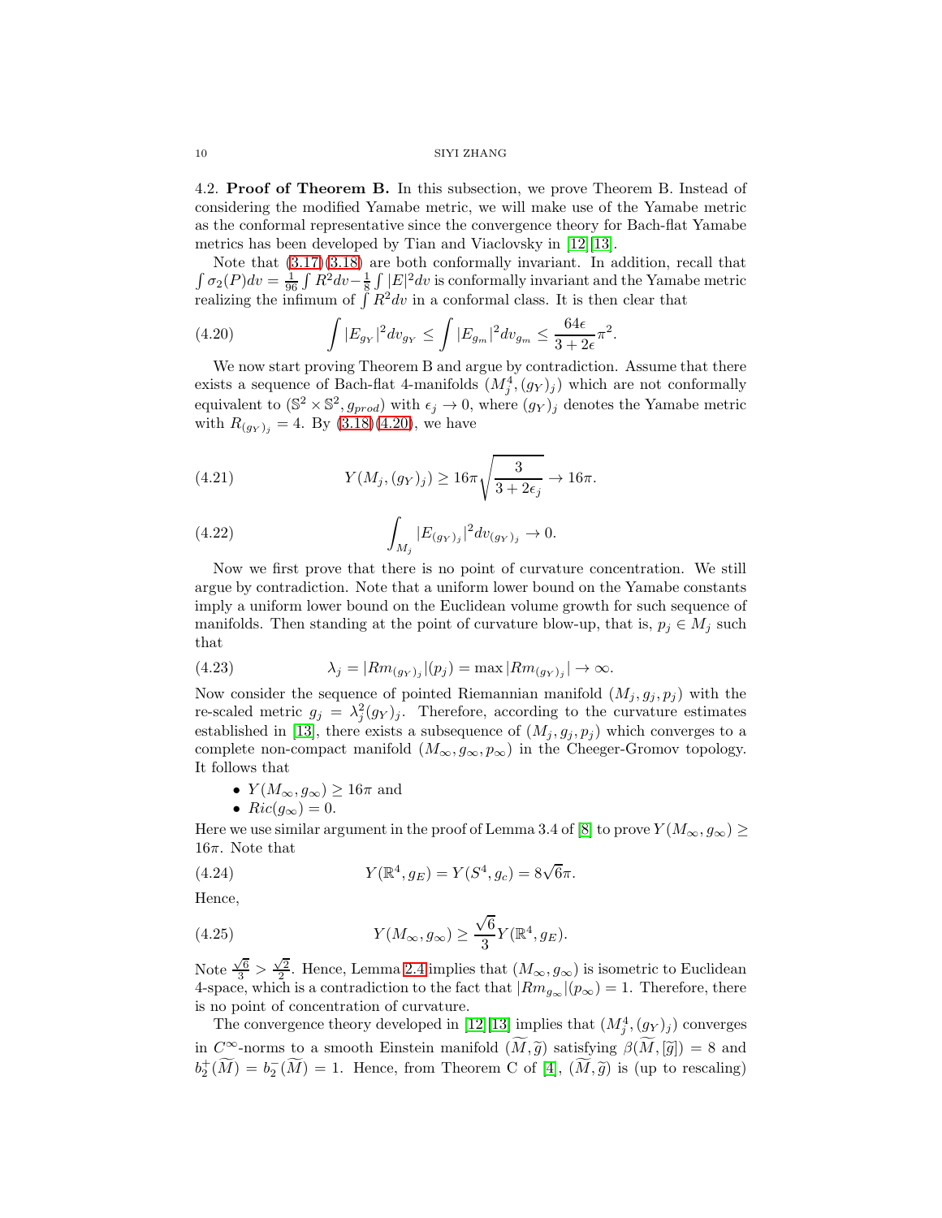**4.2. Proof of Theorem B.** In this subsection, we prove Theorem B. Instead of considering the modified Yamabe metric, we will make use of the Yamabe metric as the conformal representative since the convergence theory for Bach-flat Yamabe metrics has been developed by Tian and Viaclovsky in [12][13].

Note that (3.17)(3.18) are both conformally invariant. In addition, recall that $\int \sigma_2(P)dv = \frac{1}{96}\int R^2 dv - \frac{1}{8}\int |E|^2 dv$ is conformally invariant and the Yamabe metric realizing the infimum of $\int R^2 dv$ in a conformal class. It is then clear that

$$\int |E_{g_Y}|^2 dv_{g_Y} \leq \int |E_{g_m}|^2 dv_{g_m} \leq \frac{64\epsilon}{3+2\epsilon}\pi^2. \tag{4.20}$$

We now start proving Theorem B and argue by contradiction. Assume that there exists a sequence of Bach-flat 4-manifolds $(M_j^4, (g_Y)_j)$ which are not conformally equivalent to $(\mathbb{S}^2 \times \mathbb{S}^2, g_{prod})$ with $\epsilon_j \to 0$, where $(g_Y)_j$ denotes the Yamabe metric with $R_{(g_Y)_j} = 4$. By (3.18)(4.20), we have

$$Y(M_j, (g_Y)_j) \geq 16\pi\sqrt{\frac{3}{3+2\epsilon_j}} \to 16\pi. \tag{4.21}$$

$$\int_{M_j} |E_{(g_Y)_j}|^2 dv_{(g_Y)_j} \to 0. \tag{4.22}$$

Now we first prove that there is no point of curvature concentration. We still argue by contradiction. Note that a uniform lower bound on the Yamabe constants imply a uniform lower bound on the Euclidean volume growth for such sequence of manifolds. Then standing at the point of curvature blow-up, that is, $p_j \in M_j$ such that

$$\lambda_j = |Rm_{(g_Y)_j}|(p_j) = \max |Rm_{(g_Y)_j}| \to \infty. \tag{4.23}$$

Now consider the sequence of pointed Riemannian manifold $(M_j, g_j, p_j)$ with the re-scaled metric $g_j = \lambda_j^2 (g_Y)_j$. Therefore, according to the curvature estimates established in [13], there exists a subsequence of $(M_j, g_j, p_j)$ which converges to a complete non-compact manifold $(M_\infty, g_\infty, p_\infty)$ in the Cheeger-Gromov topology. It follows that

- $Y(M_\infty, g_\infty) \geq 16\pi$ and
- $Ric(g_\infty) = 0$.

Here we use similar argument in the proof of Lemma 3.4 of [8] to prove $Y(M_\infty, g_\infty) \geq 16\pi$. Note that

$$Y(\mathbb{R}^4, g_E) = Y(S^4, g_c) = 8\sqrt{6}\pi. \tag{4.24}$$

Hence,

$$Y(M_\infty, g_\infty) \geq \frac{\sqrt{6}}{3} Y(\mathbb{R}^4, g_E). \tag{4.25}$$

Note $\frac{\sqrt{6}}{3} > \frac{\sqrt{2}}{2}$. Hence, Lemma 2.4 implies that $(M_\infty, g_\infty)$ is isometric to Euclidean 4-space, which is a contradiction to the fact that $|Rm_{g_\infty}|(p_\infty) = 1$. Therefore, there is no point of concentration of curvature.

The convergence theory developed in [12][13] implies that $(M_j^4, (g_Y)_j)$ converges in $C^\infty$-norms to a smooth Einstein manifold $(\widetilde{M}, \widetilde{g})$ satisfying $\beta(\widetilde{M}, [\widetilde{g}]) = 8$ and $b_2^+(\widetilde{M}) = b_2^-(\widetilde{M}) = 1$. Hence, from Theorem C of [4], $(\widetilde{M}, \widetilde{g})$ is (up to rescaling)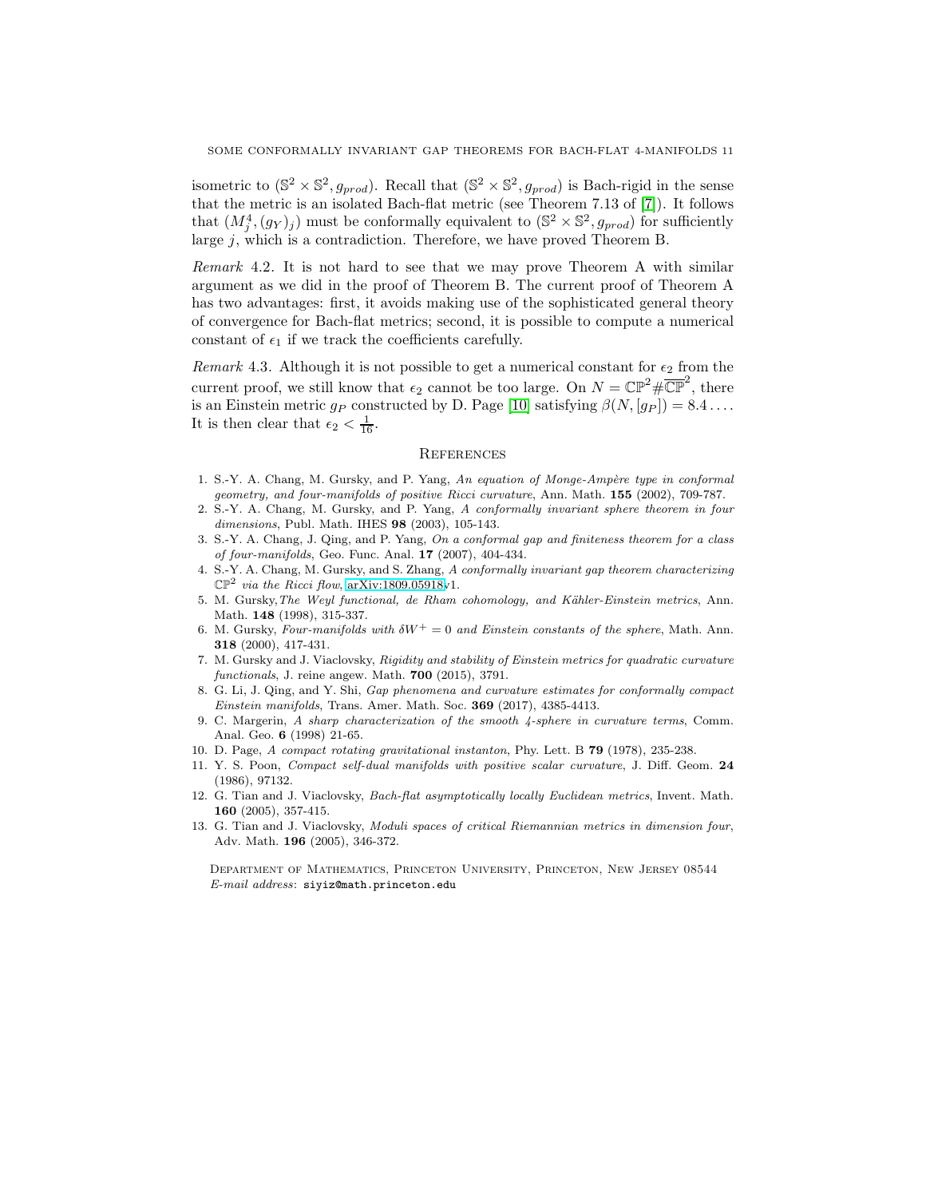isometric to $(\mathbb{S}^2 \times \mathbb{S}^2, g_{prod})$. Recall that $(\mathbb{S}^2 \times \mathbb{S}^2, g_{prod})$ is Bach-rigid in the sense that the metric is an isolated Bach-flat metric (see Theorem 7.13 of [7]). It follows that $(M_j^4, (g_Y)_j)$ must be conformally equivalent to $(\mathbb{S}^2 \times \mathbb{S}^2, g_{prod})$ for sufficiently large $j$, which is a contradiction. Therefore, we have proved Theorem B.

*Remark* 4.2. It is not hard to see that we may prove Theorem A with similar argument as we did in the proof of Theorem B. The current proof of Theorem A has two advantages: first, it avoids making use of the sophisticated general theory of convergence for Bach-flat metrics; second, it is possible to compute a numerical constant of $\epsilon_1$ if we track the coefficients carefully.

*Remark* 4.3. Although it is not possible to get a numerical constant for $\epsilon_2$ from the current proof, we still know that $\epsilon_2$ cannot be too large. On $N = \mathbb{CP}^2 \# \overline{\mathbb{CP}}^2$, there is an Einstein metric $g_P$ constructed by D. Page [10] satisfying $\beta(N, [g_P]) = 8.4\ldots$. It is then clear that $\epsilon_2 < \frac{1}{16}$.

## References

1. S.-Y. A. Chang, M. Gursky, and P. Yang, *An equation of Monge-Ampère type in conformal geometry, and four-manifolds of positive Ricci curvature*, Ann. Math. **155** (2002), 709-787.
2. S.-Y. A. Chang, M. Gursky, and P. Yang, *A conformally invariant sphere theorem in four dimensions*, Publ. Math. IHES **98** (2003), 105-143.
3. S.-Y. A. Chang, J. Qing, and P. Yang, *On a conformal gap and finiteness theorem for a class of four-manifolds*, Geo. Func. Anal. **17** (2007), 404-434.
4. S.-Y. A. Chang, M. Gursky, and S. Zhang, *A conformally invariant gap theorem characterizing $\mathbb{CP}^2$ via the Ricci flow*, arXiv:1809.05918v1.
5. M. Gursky, *The Weyl functional, de Rham cohomology, and Kähler-Einstein metrics*, Ann. Math. **148** (1998), 315-337.
6. M. Gursky, *Four-manifolds with $\delta W^+ = 0$ and Einstein constants of the sphere*, Math. Ann. **318** (2000), 417-431.
7. M. Gursky and J. Viaclovsky, *Rigidity and stability of Einstein metrics for quadratic curvature functionals*, J. reine angew. Math. **700** (2015), 3791.
8. G. Li, J. Qing, and Y. Shi, *Gap phenomena and curvature estimates for conformally compact Einstein manifolds*, Trans. Amer. Math. Soc. **369** (2017), 4385-4413.
9. C. Margerin, *A sharp characterization of the smooth 4-sphere in curvature terms*, Comm. Anal. Geo. **6** (1998) 21-65.
10. D. Page, *A compact rotating gravitational instanton*, Phy. Lett. B **79** (1978), 235-238.
11. Y. S. Poon, *Compact self-dual manifolds with positive scalar curvature*, J. Diff. Geom. **24** (1986), 97132.
12. G. Tian and J. Viaclovsky, *Bach-flat asymptotically locally Euclidean metrics*, Invent. Math. **160** (2005), 357-415.
13. G. Tian and J. Viaclovsky, *Moduli spaces of critical Riemannian metrics in dimension four*, Adv. Math. **196** (2005), 346-372.

Department of Mathematics, Princeton University, Princeton, New Jersey 08544
*E-mail address*: siyiz@math.princeton.edu